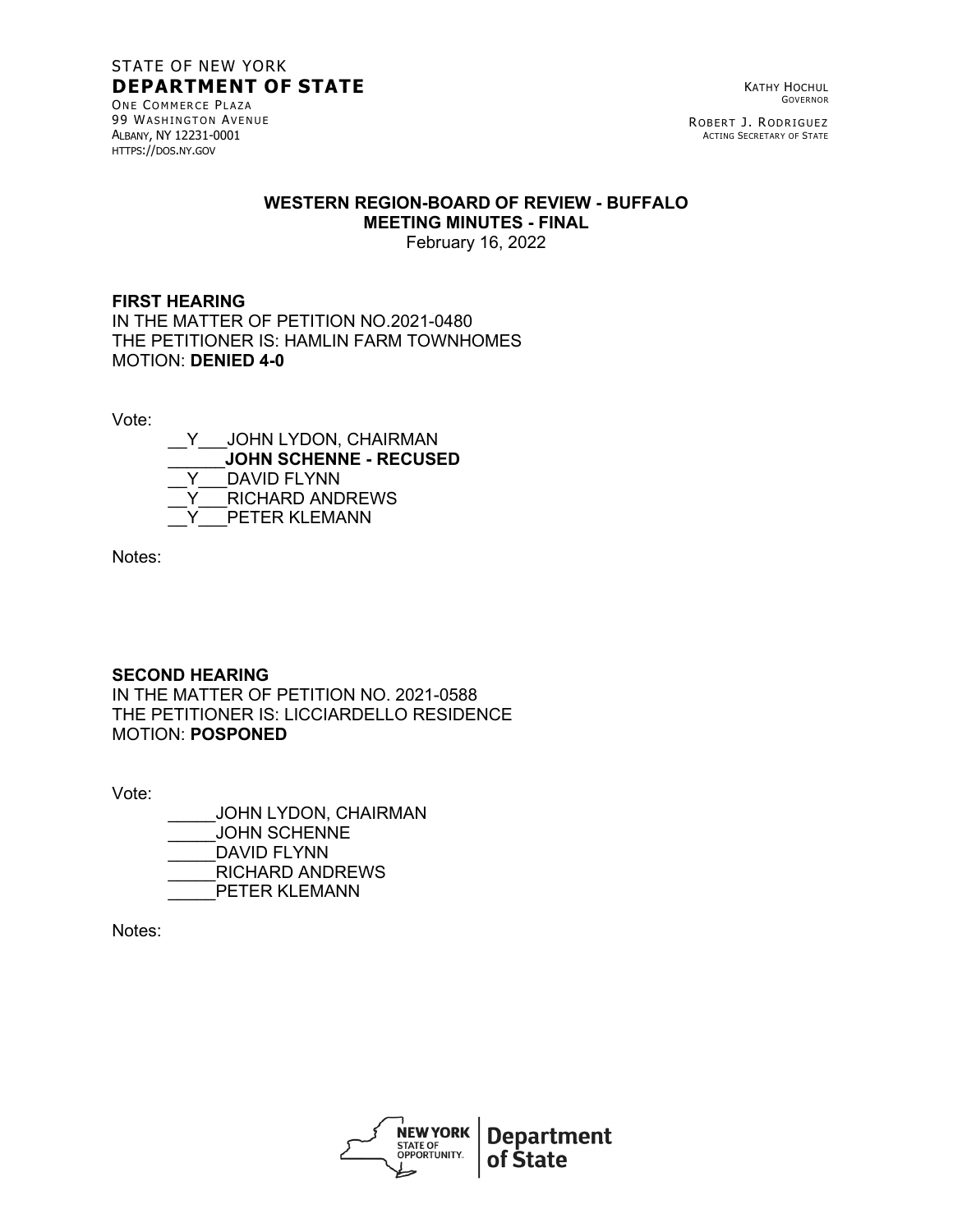STATE OF NEW YORK
**DEPARTMENT OF STATE**
ONE COMMERCE PLAZA
99 WASHINGTON AVENUE
ALBANY, NY 12231-0001
HTTPS://DOS.NY.GOV

KATHY HOCHUL
GOVERNOR

ROBERT J. RODRIGUEZ
ACTING SECRETARY OF STATE

**WESTERN REGION-BOARD OF REVIEW - BUFFALO**
**MEETING MINUTES - FINAL**
February 16, 2022

**FIRST HEARING**
IN THE MATTER OF PETITION NO.2021-0480
THE PETITIONER IS: HAMLIN FARM TOWNHOMES
MOTION: **DENIED 4-0**

Vote:

__Y___JOHN LYDON, CHAIRMAN
______**JOHN SCHENNE - RECUSED**
__Y___DAVID FLYNN
__Y___RICHARD ANDREWS
__Y___PETER KLEMANN

Notes:

**SECOND HEARING**
IN THE MATTER OF PETITION NO. 2021-0588
THE PETITIONER IS: LICCIARDELLO RESIDENCE
MOTION: **POSPONED**

Vote:

_____JOHN LYDON, CHAIRMAN
_____JOHN SCHENNE
_____DAVID FLYNN
_____RICHARD ANDREWS
_____PETER KLEMANN

Notes:

NEW YORK STATE OF OPPORTUNITY. Department of State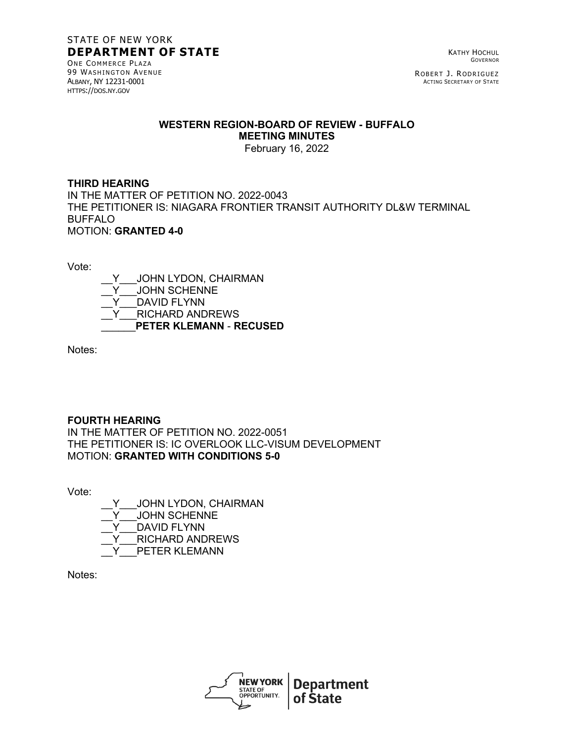STATE OF NEW YORK
**DEPARTMENT OF STATE**
ONE COMMERCE PLAZA
99 WASHINGTON AVENUE
ALBANY, NY 12231-0001
HTTPS://DOS.NY.GOV

KATHY HOCHUL
GOVERNOR

ROBERT J. RODRIGUEZ
ACTING SECRETARY OF STATE

**WESTERN REGION-BOARD OF REVIEW - BUFFALO**
**MEETING MINUTES**
February 16, 2022

**THIRD HEARING**
IN THE MATTER OF PETITION NO. 2022-0043
THE PETITIONER IS: NIAGARA FRONTIER TRANSIT AUTHORITY DL&W TERMINAL BUFFALO
MOTION: **GRANTED 4-0**

Vote:

__Y___JOHN LYDON, CHAIRMAN
__Y___JOHN SCHENNE
__Y___DAVID FLYNN
__Y___RICHARD ANDREWS
______**PETER KLEMANN** - **RECUSED**

Notes:

**FOURTH HEARING**
IN THE MATTER OF PETITION NO. 2022-0051
THE PETITIONER IS: IC OVERLOOK LLC-VISUM DEVELOPMENT
MOTION: **GRANTED WITH CONDITIONS 5-0**

Vote:

__Y___JOHN LYDON, CHAIRMAN
__Y___JOHN SCHENNE
__Y___DAVID FLYNN
__Y___RICHARD ANDREWS
__Y___PETER KLEMANN

Notes:

NEW YORK STATE OF OPPORTUNITY. | Department of State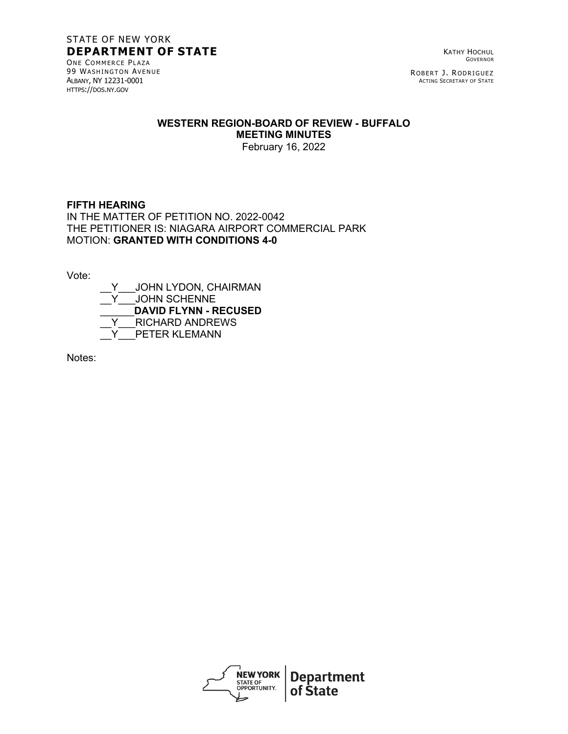STATE OF NEW YORK
**DEPARTMENT OF STATE**
ONE COMMERCE PLAZA
99 WASHINGTON AVENUE
ALBANY, NY 12231-0001
HTTPS://DOS.NY.GOV

KATHY HOCHUL
GOVERNOR

ROBERT J. RODRIGUEZ
ACTING SECRETARY OF STATE

**WESTERN REGION-BOARD OF REVIEW - BUFFALO**
**MEETING MINUTES**
February 16, 2022

**FIFTH HEARING**
IN THE MATTER OF PETITION NO. 2022-0042
THE PETITIONER IS: NIAGARA AIRPORT COMMERCIAL PARK
MOTION: **GRANTED WITH CONDITIONS 4-0**

Vote:

__Y___JOHN LYDON, CHAIRMAN
__Y___JOHN SCHENNE
______**DAVID FLYNN - RECUSED**
__Y___RICHARD ANDREWS
__Y___PETER KLEMANN

Notes: